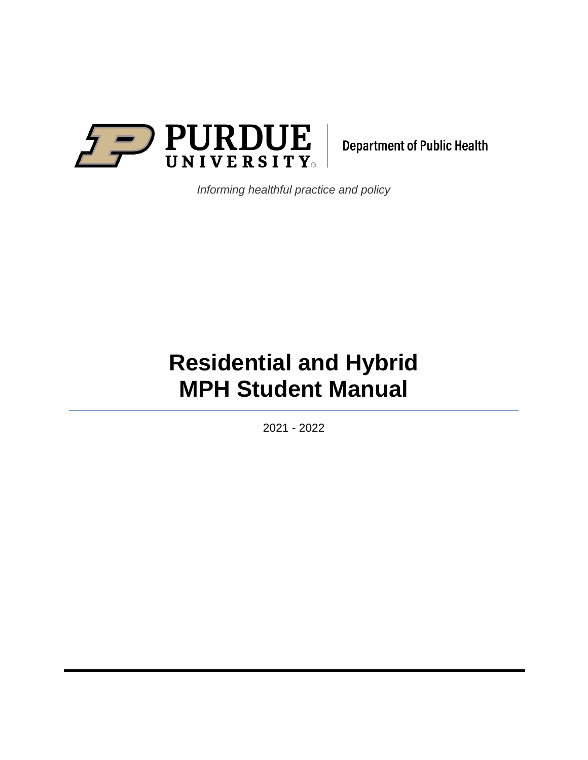PURDUE UNIVERSITY | Department of Public Health

*Informing healthful practice and policy*

# Residential and Hybrid MPH Student Manual

2021 - 2022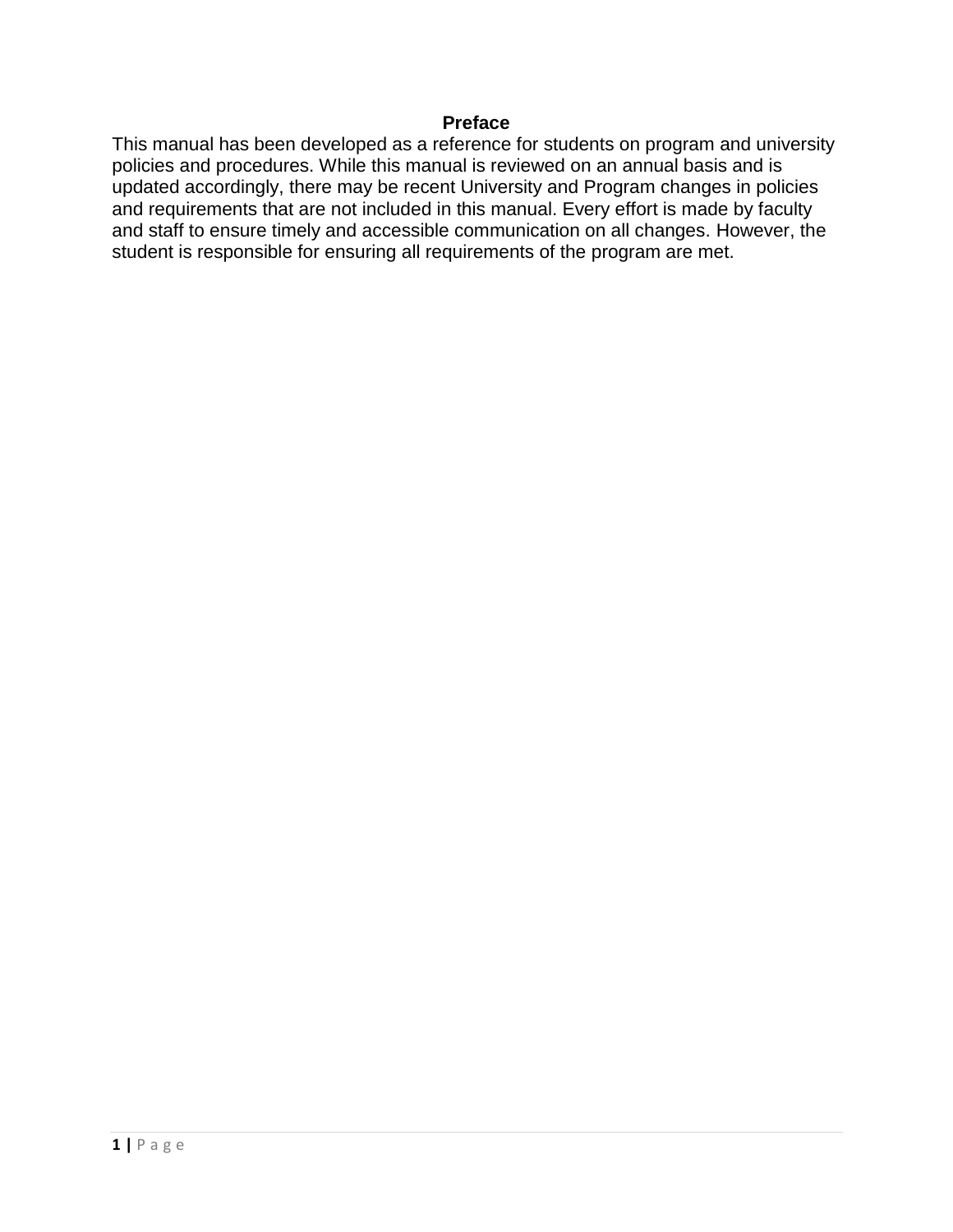## Preface

This manual has been developed as a reference for students on program and university policies and procedures. While this manual is reviewed on an annual basis and is updated accordingly, there may be recent University and Program changes in policies and requirements that are not included in this manual. Every effort is made by faculty and staff to ensure timely and accessible communication on all changes. However, the student is responsible for ensuring all requirements of the program are met.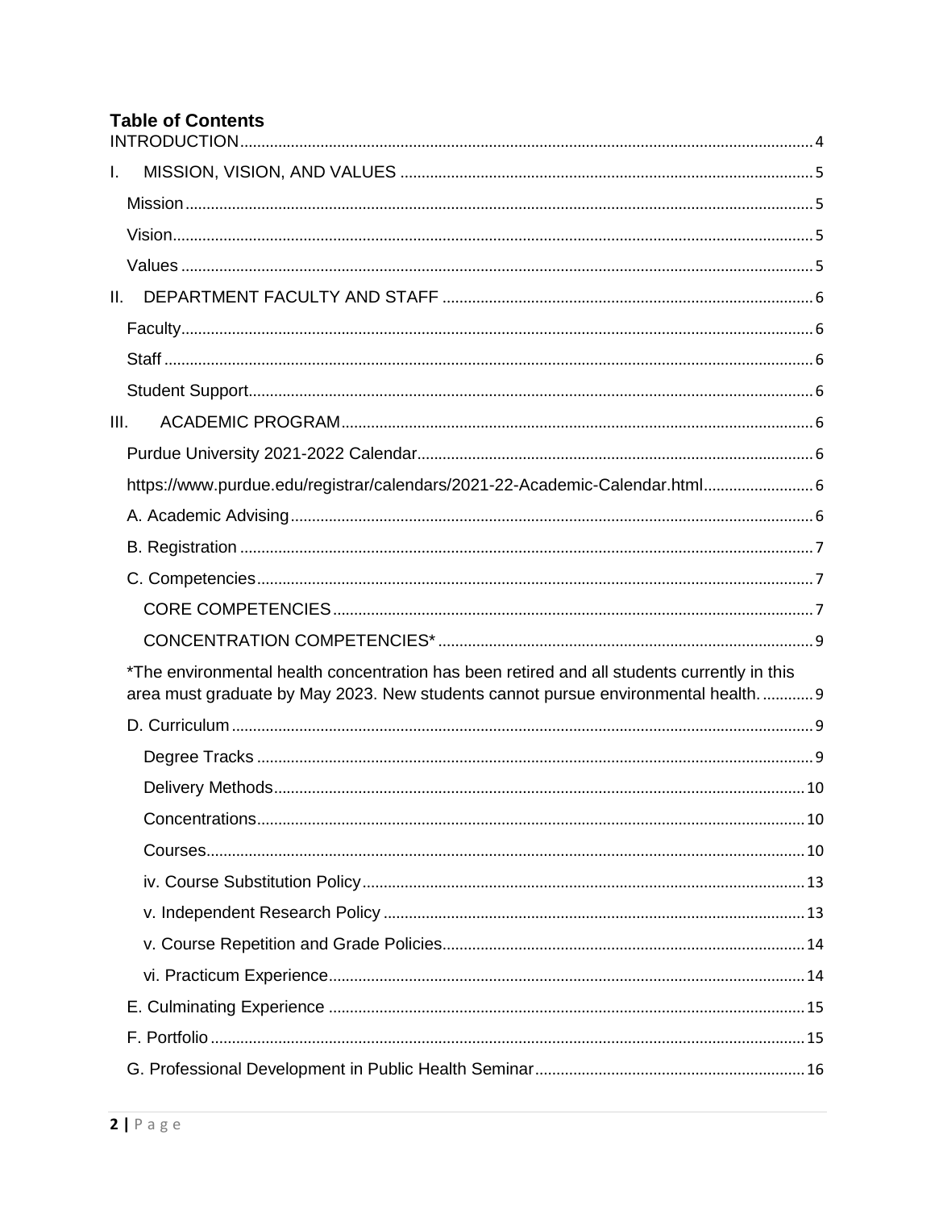# Table of Contents

INTRODUCTION ..... 4

I. MISSION, VISION, AND VALUES ..... 5

- Mission ..... 5
- Vision ..... 5
- Values ..... 5

II. DEPARTMENT FACULTY AND STAFF ..... 6

- Faculty ..... 6
- Staff ..... 6
- Student Support ..... 6

III. ACADEMIC PROGRAM ..... 6

- Purdue University 2021-2022 Calendar ..... 6
- https://www.purdue.edu/registrar/calendars/2021-22-Academic-Calendar.html ..... 6
- A. Academic Advising ..... 6
- B. Registration ..... 7
- C. Competencies ..... 7
  - CORE COMPETENCIES ..... 7
  - CONCENTRATION COMPETENCIES* ..... 9
- *The environmental health concentration has been retired and all students currently in this area must graduate by May 2023. New students cannot pursue environmental health. ..... 9
- D. Curriculum ..... 9
  - Degree Tracks ..... 9
  - Delivery Methods ..... 10
  - Concentrations ..... 10
  - Courses ..... 10
  - iv. Course Substitution Policy ..... 13
  - v. Independent Research Policy ..... 13
  - v. Course Repetition and Grade Policies ..... 14
  - vi. Practicum Experience ..... 14
- E. Culminating Experience ..... 15
- F. Portfolio ..... 15
- G. Professional Development in Public Health Seminar ..... 16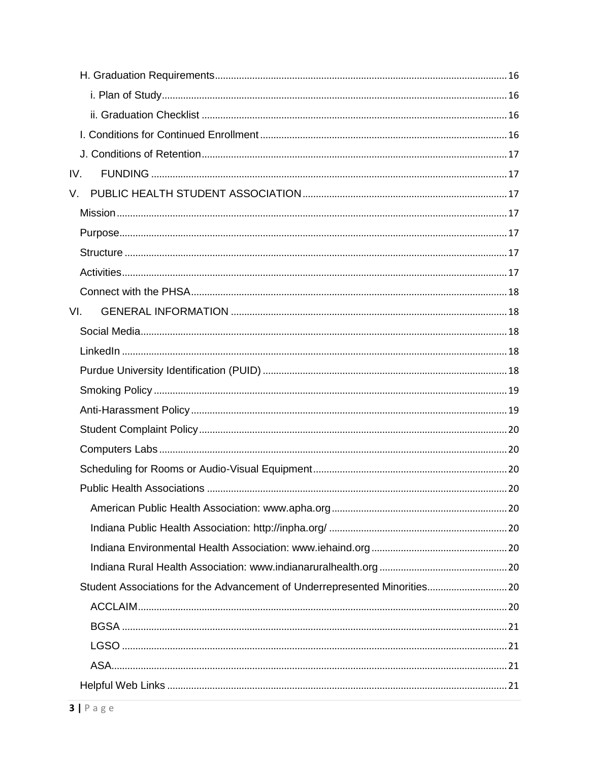- H. Graduation Requirements ... 16
  - i. Plan of Study ... 16
  - ii. Graduation Checklist ... 16
- I. Conditions for Continued Enrollment ... 16
- J. Conditions of Retention ... 17

IV. FUNDING ... 17

V. PUBLIC HEALTH STUDENT ASSOCIATION ... 17

- Mission ... 17
- Purpose ... 17
- Structure ... 17
- Activities ... 17
- Connect with the PHSA ... 18

VI. GENERAL INFORMATION ... 18

- Social Media ... 18
- LinkedIn ... 18
- Purdue University Identification (PUID) ... 18
- Smoking Policy ... 19
- Anti-Harassment Policy ... 19
- Student Complaint Policy ... 20
- Computers Labs ... 20
- Scheduling for Rooms or Audio-Visual Equipment ... 20
- Public Health Associations ... 20
  - American Public Health Association: www.apha.org ... 20
  - Indiana Public Health Association: http://inpha.org/ ... 20
  - Indiana Environmental Health Association: www.iehaind.org ... 20
  - Indiana Rural Health Association: www.indianaruralhealth.org ... 20
- Student Associations for the Advancement of Underrepresented Minorities ... 20
  - ACCLAIM ... 20
  - BGSA ... 21
  - LGSO ... 21
  - ASA ... 21
- Helpful Web Links ... 21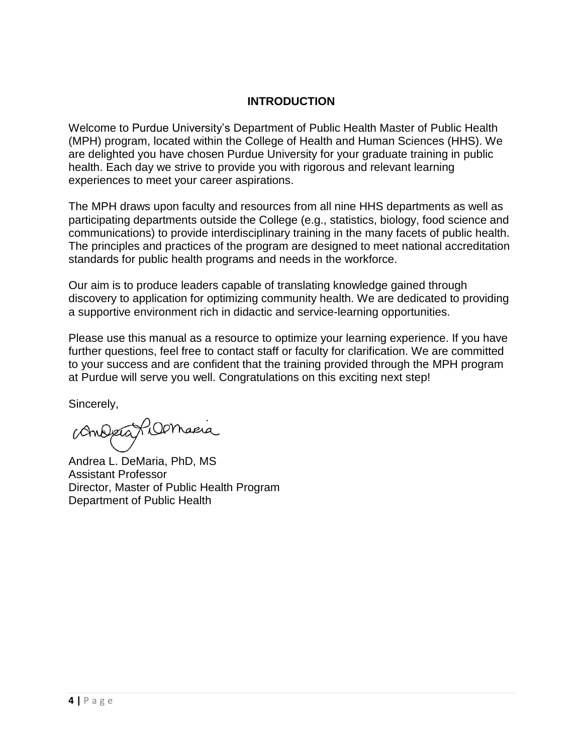# INTRODUCTION

Welcome to Purdue University's Department of Public Health Master of Public Health (MPH) program, located within the College of Health and Human Sciences (HHS). We are delighted you have chosen Purdue University for your graduate training in public health. Each day we strive to provide you with rigorous and relevant learning experiences to meet your career aspirations.

The MPH draws upon faculty and resources from all nine HHS departments as well as participating departments outside the College (e.g., statistics, biology, food science and communications) to provide interdisciplinary training in the many facets of public health. The principles and practices of the program are designed to meet national accreditation standards for public health programs and needs in the workforce.

Our aim is to produce leaders capable of translating knowledge gained through discovery to application for optimizing community health. We are dedicated to providing a supportive environment rich in didactic and service-learning opportunities.

Please use this manual as a resource to optimize your learning experience. If you have further questions, feel free to contact staff or faculty for clarification. We are committed to your success and are confident that the training provided through the MPH program at Purdue will serve you well. Congratulations on this exciting next step!

Sincerely,

Andrea L. DeMaria, PhD, MS
Assistant Professor
Director, Master of Public Health Program
Department of Public Health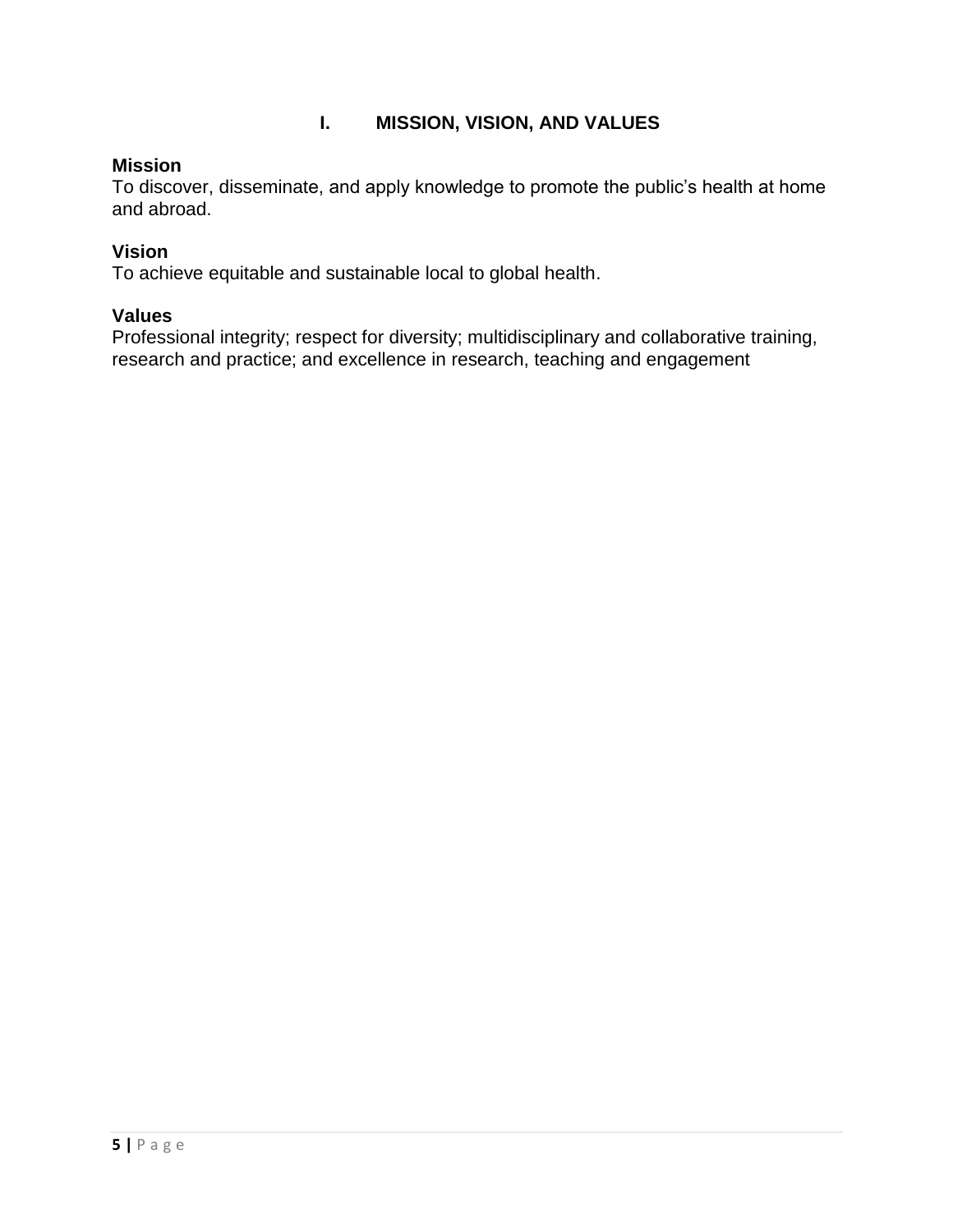# I. MISSION, VISION, AND VALUES

**Mission**
To discover, disseminate, and apply knowledge to promote the public's health at home and abroad.

**Vision**
To achieve equitable and sustainable local to global health.

**Values**
Professional integrity; respect for diversity; multidisciplinary and collaborative training, research and practice; and excellence in research, teaching and engagement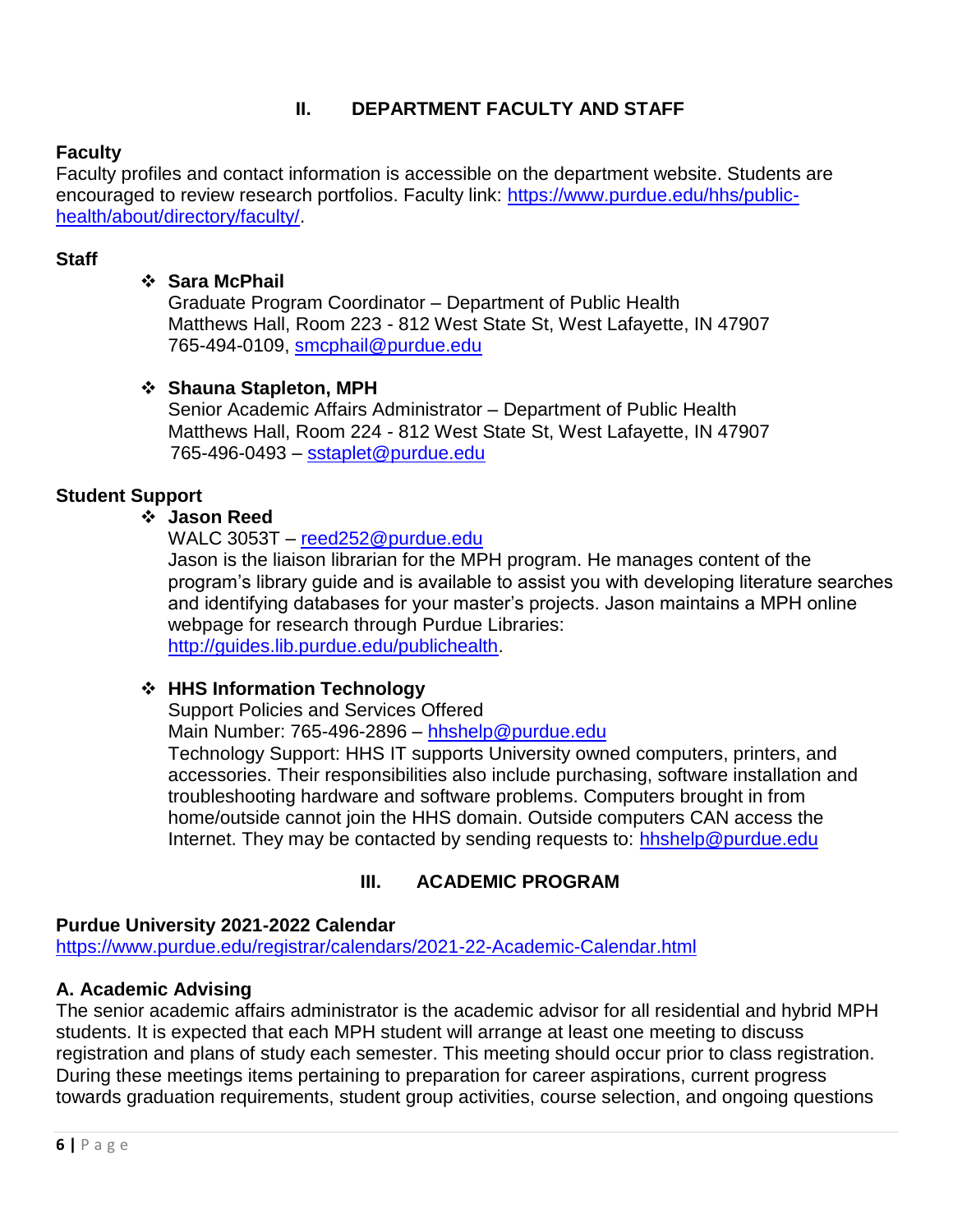## II. DEPARTMENT FACULTY AND STAFF

### Faculty

Faculty profiles and contact information is accessible on the department website. Students are encouraged to review research portfolios. Faculty link: https://www.purdue.edu/hhs/public-health/about/directory/faculty/.

### Staff

- **Sara McPhail**
  Graduate Program Coordinator – Department of Public Health
  Matthews Hall, Room 223 - 812 West State St, West Lafayette, IN 47907
  765-494-0109, smcphail@purdue.edu

- **Shauna Stapleton, MPH**
  Senior Academic Affairs Administrator – Department of Public Health
  Matthews Hall, Room 224 - 812 West State St, West Lafayette, IN 47907
  765-496-0493 – sstaplet@purdue.edu

### Student Support

- **Jason Reed**
  WALC 3053T – reed252@purdue.edu
  Jason is the liaison librarian for the MPH program. He manages content of the program's library guide and is available to assist you with developing literature searches and identifying databases for your master's projects. Jason maintains a MPH online webpage for research through Purdue Libraries: http://guides.lib.purdue.edu/publichealth.

- **HHS Information Technology**
  Support Policies and Services Offered
  Main Number: 765-496-2896 – hhshelp@purdue.edu
  Technology Support: HHS IT supports University owned computers, printers, and accessories. Their responsibilities also include purchasing, software installation and troubleshooting hardware and software problems. Computers brought in from home/outside cannot join the HHS domain. Outside computers CAN access the Internet. They may be contacted by sending requests to: hhshelp@purdue.edu

## III. ACADEMIC PROGRAM

### Purdue University 2021-2022 Calendar

https://www.purdue.edu/registrar/calendars/2021-22-Academic-Calendar.html

### A. Academic Advising

The senior academic affairs administrator is the academic advisor for all residential and hybrid MPH students. It is expected that each MPH student will arrange at least one meeting to discuss registration and plans of study each semester. This meeting should occur prior to class registration. During these meetings items pertaining to preparation for career aspirations, current progress towards graduation requirements, student group activities, course selection, and ongoing questions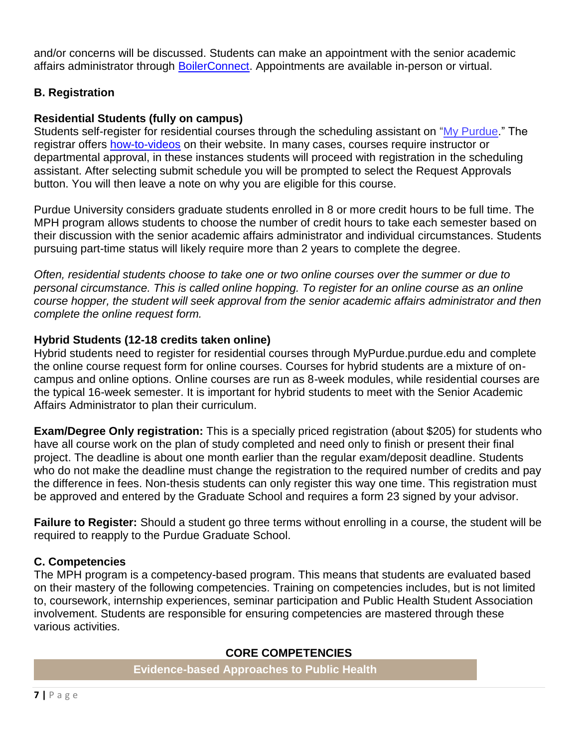and/or concerns will be discussed. Students can make an appointment with the senior academic affairs administrator through BoilerConnect. Appointments are available in-person or virtual.

### B. Registration

#### Residential Students (fully on campus)

Students self-register for residential courses through the scheduling assistant on "My Purdue." The registrar offers how-to-videos on their website. In many cases, courses require instructor or departmental approval, in these instances students will proceed with registration in the scheduling assistant. After selecting submit schedule you will be prompted to select the Request Approvals button. You will then leave a note on why you are eligible for this course.

Purdue University considers graduate students enrolled in 8 or more credit hours to be full time. The MPH program allows students to choose the number of credit hours to take each semester based on their discussion with the senior academic affairs administrator and individual circumstances. Students pursuing part-time status will likely require more than 2 years to complete the degree.

*Often, residential students choose to take one or two online courses over the summer or due to personal circumstance. This is called online hopping. To register for an online course as an online course hopper, the student will seek approval from the senior academic affairs administrator and then complete the online request form.*

#### Hybrid Students (12-18 credits taken online)

Hybrid students need to register for residential courses through MyPurdue.purdue.edu and complete the online course request form for online courses. Courses for hybrid students are a mixture of on-campus and online options. Online courses are run as 8-week modules, while residential courses are the typical 16-week semester. It is important for hybrid students to meet with the Senior Academic Affairs Administrator to plan their curriculum.

**Exam/Degree Only registration:** This is a specially priced registration (about $205) for students who have all course work on the plan of study completed and need only to finish or present their final project. The deadline is about one month earlier than the regular exam/deposit deadline. Students who do not make the deadline must change the registration to the required number of credits and pay the difference in fees. Non-thesis students can only register this way one time. This registration must be approved and entered by the Graduate School and requires a form 23 signed by your advisor.

**Failure to Register:** Should a student go three terms without enrolling in a course, the student will be required to reapply to the Purdue Graduate School.

### C. Competencies

The MPH program is a competency-based program. This means that students are evaluated based on their mastery of the following competencies. Training on competencies includes, but is not limited to, coursework, internship experiences, seminar participation and Public Health Student Association involvement. Students are responsible for ensuring competencies are mastered through these various activities.

#### CORE COMPETENCIES

| Evidence-based Approaches to Public Health |
| --- |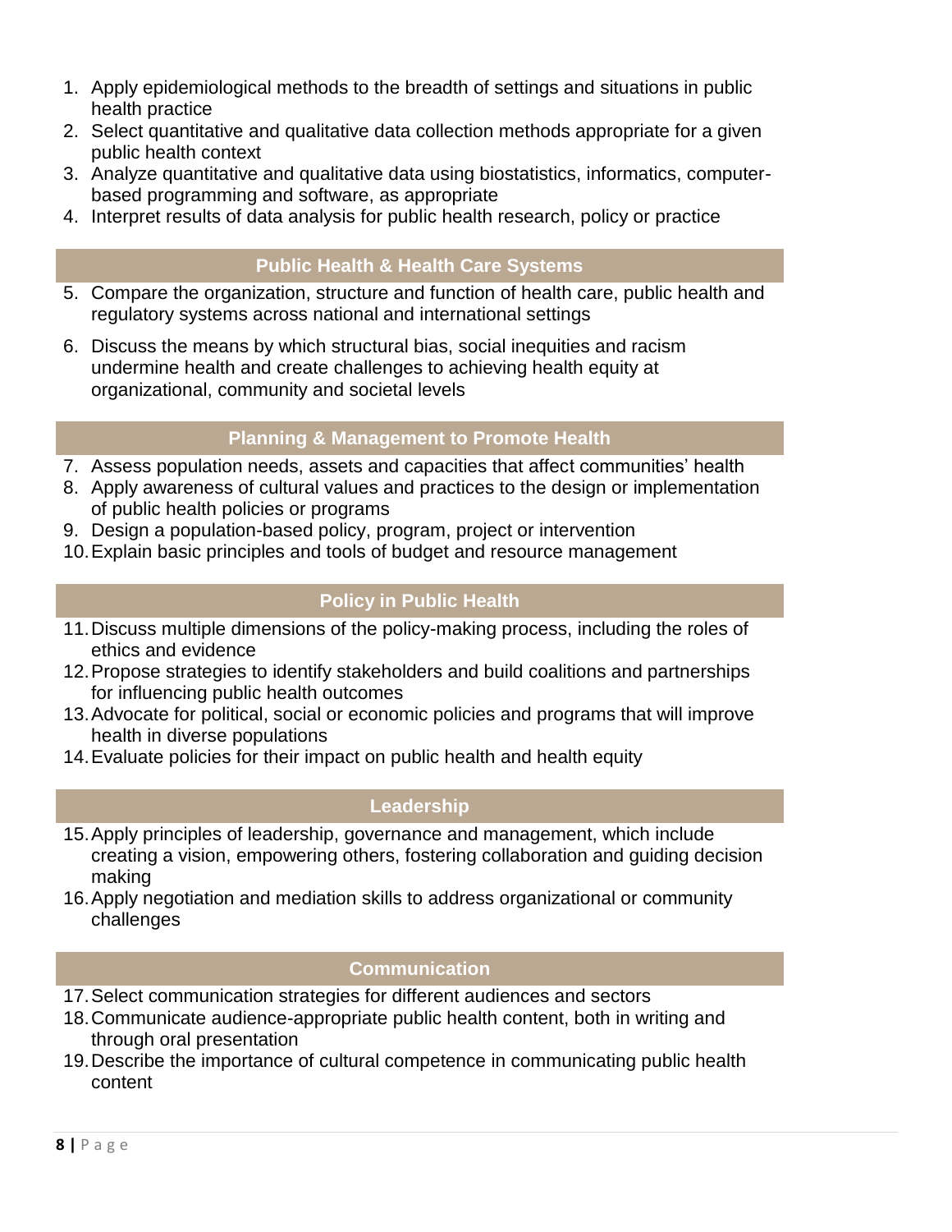1. Apply epidemiological methods to the breadth of settings and situations in public health practice
2. Select quantitative and qualitative data collection methods appropriate for a given public health context
3. Analyze quantitative and qualitative data using biostatistics, informatics, computer-based programming and software, as appropriate
4. Interpret results of data analysis for public health research, policy or practice

### Public Health & Health Care Systems

5. Compare the organization, structure and function of health care, public health and regulatory systems across national and international settings
6. Discuss the means by which structural bias, social inequities and racism undermine health and create challenges to achieving health equity at organizational, community and societal levels

### Planning & Management to Promote Health

7. Assess population needs, assets and capacities that affect communities' health
8. Apply awareness of cultural values and practices to the design or implementation of public health policies or programs
9. Design a population-based policy, program, project or intervention
10. Explain basic principles and tools of budget and resource management

### Policy in Public Health

11. Discuss multiple dimensions of the policy-making process, including the roles of ethics and evidence
12. Propose strategies to identify stakeholders and build coalitions and partnerships for influencing public health outcomes
13. Advocate for political, social or economic policies and programs that will improve health in diverse populations
14. Evaluate policies for their impact on public health and health equity

### Leadership

15. Apply principles of leadership, governance and management, which include creating a vision, empowering others, fostering collaboration and guiding decision making
16. Apply negotiation and mediation skills to address organizational or community challenges

### Communication

17. Select communication strategies for different audiences and sectors
18. Communicate audience-appropriate public health content, both in writing and through oral presentation
19. Describe the importance of cultural competence in communicating public health content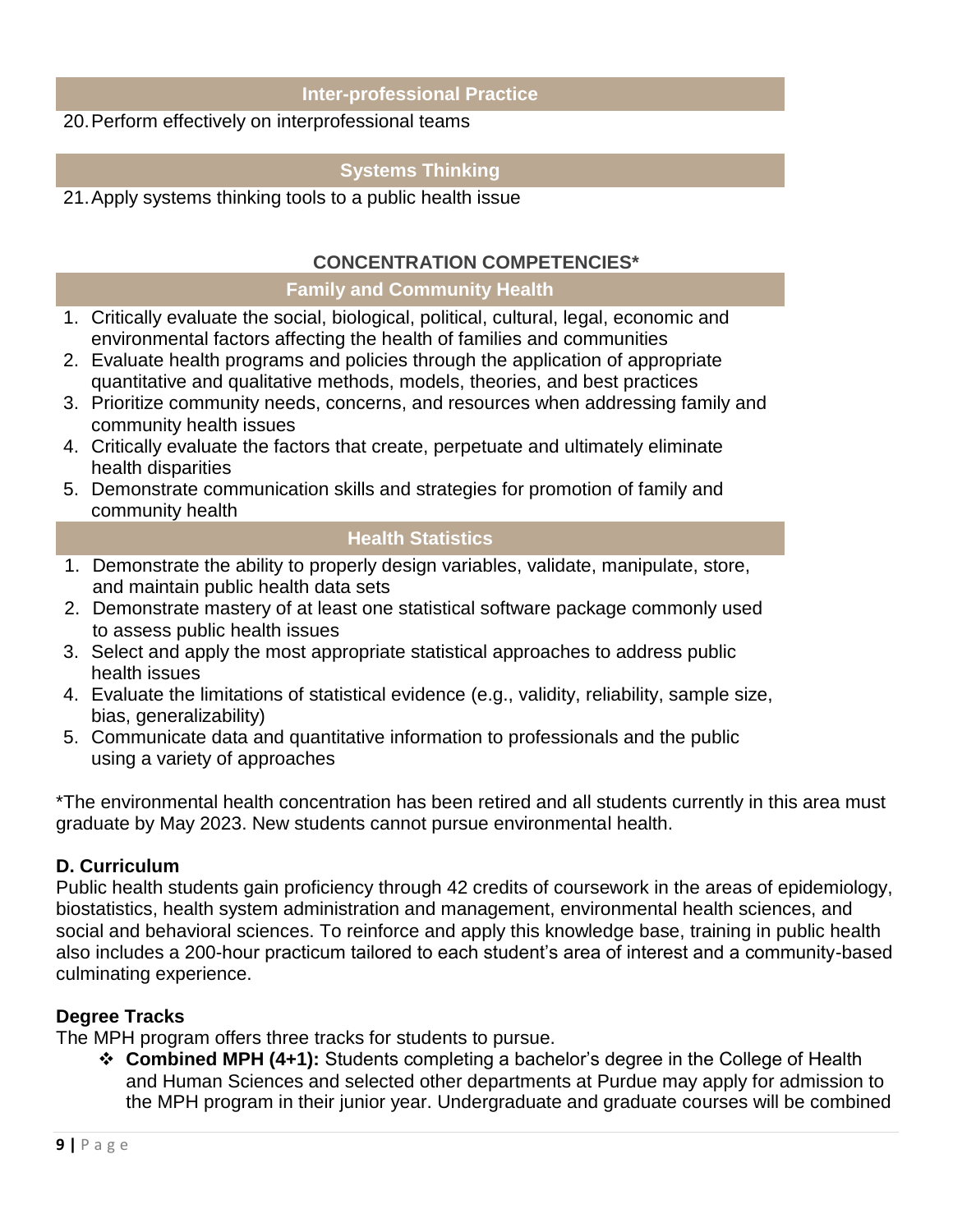### Inter-professional Practice

20. Perform effectively on interprofessional teams

### Systems Thinking

21. Apply systems thinking tools to a public health issue

## CONCENTRATION COMPETENCIES*

### Family and Community Health

1. Critically evaluate the social, biological, political, cultural, legal, economic and environmental factors affecting the health of families and communities
2. Evaluate health programs and policies through the application of appropriate quantitative and qualitative methods, models, theories, and best practices
3. Prioritize community needs, concerns, and resources when addressing family and community health issues
4. Critically evaluate the factors that create, perpetuate and ultimately eliminate health disparities
5. Demonstrate communication skills and strategies for promotion of family and community health

### Health Statistics

1. Demonstrate the ability to properly design variables, validate, manipulate, store, and maintain public health data sets
2. Demonstrate mastery of at least one statistical software package commonly used to assess public health issues
3. Select and apply the most appropriate statistical approaches to address public health issues
4. Evaluate the limitations of statistical evidence (e.g., validity, reliability, sample size, bias, generalizability)
5. Communicate data and quantitative information to professionals and the public using a variety of approaches

*The environmental health concentration has been retired and all students currently in this area must graduate by May 2023. New students cannot pursue environmental health.

## D. Curriculum

Public health students gain proficiency through 42 credits of coursework in the areas of epidemiology, biostatistics, health system administration and management, environmental health sciences, and social and behavioral sciences. To reinforce and apply this knowledge base, training in public health also includes a 200-hour practicum tailored to each student's area of interest and a community-based culminating experience.

### Degree Tracks

The MPH program offers three tracks for students to pursue.

- **Combined MPH (4+1):** Students completing a bachelor's degree in the College of Health and Human Sciences and selected other departments at Purdue may apply for admission to the MPH program in their junior year. Undergraduate and graduate courses will be combined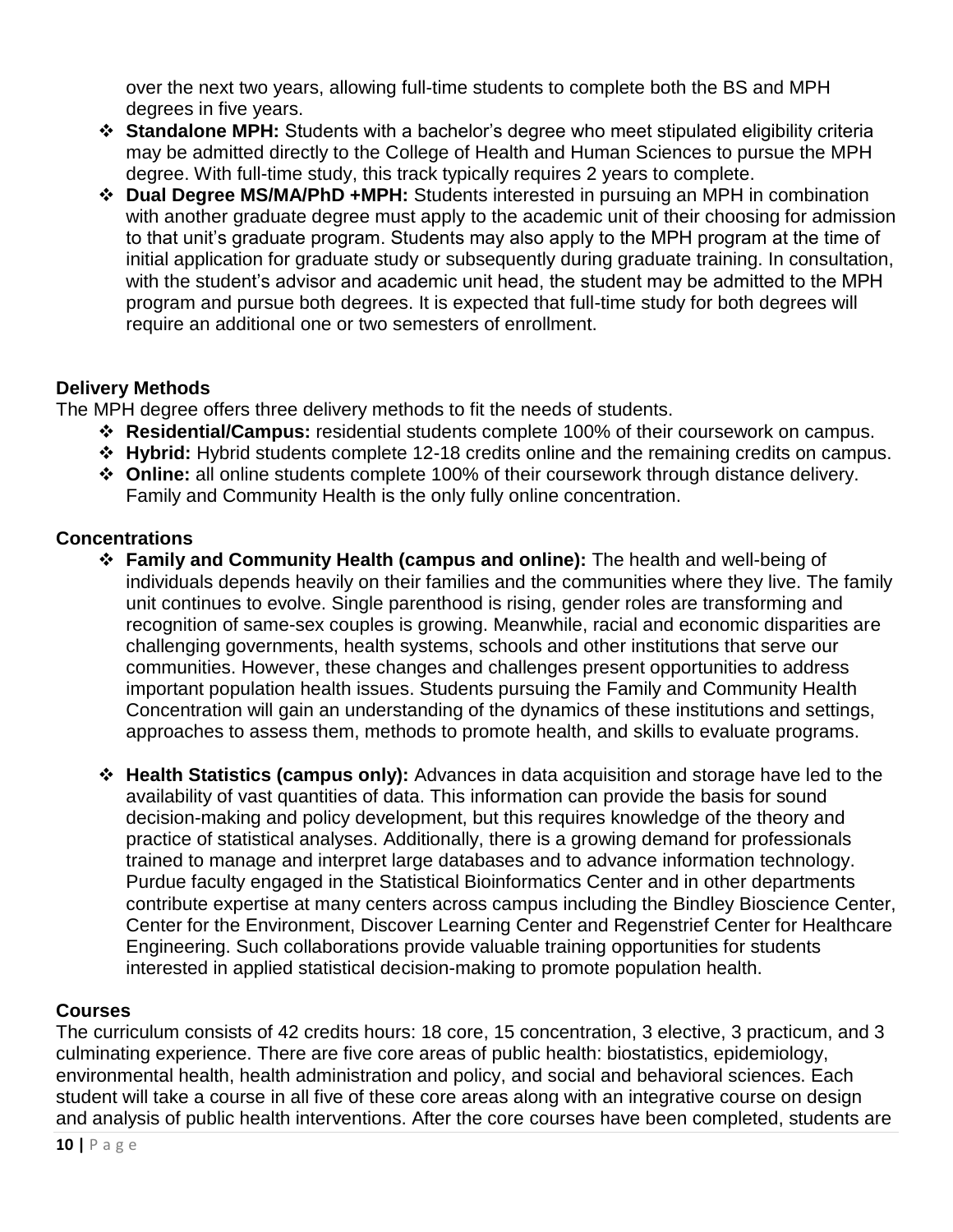over the next two years, allowing full-time students to complete both the BS and MPH degrees in five years.

- **Standalone MPH:** Students with a bachelor's degree who meet stipulated eligibility criteria may be admitted directly to the College of Health and Human Sciences to pursue the MPH degree. With full-time study, this track typically requires 2 years to complete.
- **Dual Degree MS/MA/PhD +MPH:** Students interested in pursuing an MPH in combination with another graduate degree must apply to the academic unit of their choosing for admission to that unit's graduate program. Students may also apply to the MPH program at the time of initial application for graduate study or subsequently during graduate training. In consultation, with the student's advisor and academic unit head, the student may be admitted to the MPH program and pursue both degrees. It is expected that full-time study for both degrees will require an additional one or two semesters of enrollment.

### Delivery Methods

The MPH degree offers three delivery methods to fit the needs of students.

- **Residential/Campus:** residential students complete 100% of their coursework on campus.
- **Hybrid:** Hybrid students complete 12-18 credits online and the remaining credits on campus.
- **Online:** all online students complete 100% of their coursework through distance delivery. Family and Community Health is the only fully online concentration.

### Concentrations

- **Family and Community Health (campus and online):** The health and well-being of individuals depends heavily on their families and the communities where they live. The family unit continues to evolve. Single parenthood is rising, gender roles are transforming and recognition of same-sex couples is growing. Meanwhile, racial and economic disparities are challenging governments, health systems, schools and other institutions that serve our communities. However, these changes and challenges present opportunities to address important population health issues. Students pursuing the Family and Community Health Concentration will gain an understanding of the dynamics of these institutions and settings, approaches to assess them, methods to promote health, and skills to evaluate programs.

- **Health Statistics (campus only):** Advances in data acquisition and storage have led to the availability of vast quantities of data. This information can provide the basis for sound decision-making and policy development, but this requires knowledge of the theory and practice of statistical analyses. Additionally, there is a growing demand for professionals trained to manage and interpret large databases and to advance information technology. Purdue faculty engaged in the Statistical Bioinformatics Center and in other departments contribute expertise at many centers across campus including the Bindley Bioscience Center, Center for the Environment, Discover Learning Center and Regenstrief Center for Healthcare Engineering. Such collaborations provide valuable training opportunities for students interested in applied statistical decision-making to promote population health.

### Courses

The curriculum consists of 42 credits hours: 18 core, 15 concentration, 3 elective, 3 practicum, and 3 culminating experience. There are five core areas of public health: biostatistics, epidemiology, environmental health, health administration and policy, and social and behavioral sciences. Each student will take a course in all five of these core areas along with an integrative course on design and analysis of public health interventions. After the core courses have been completed, students are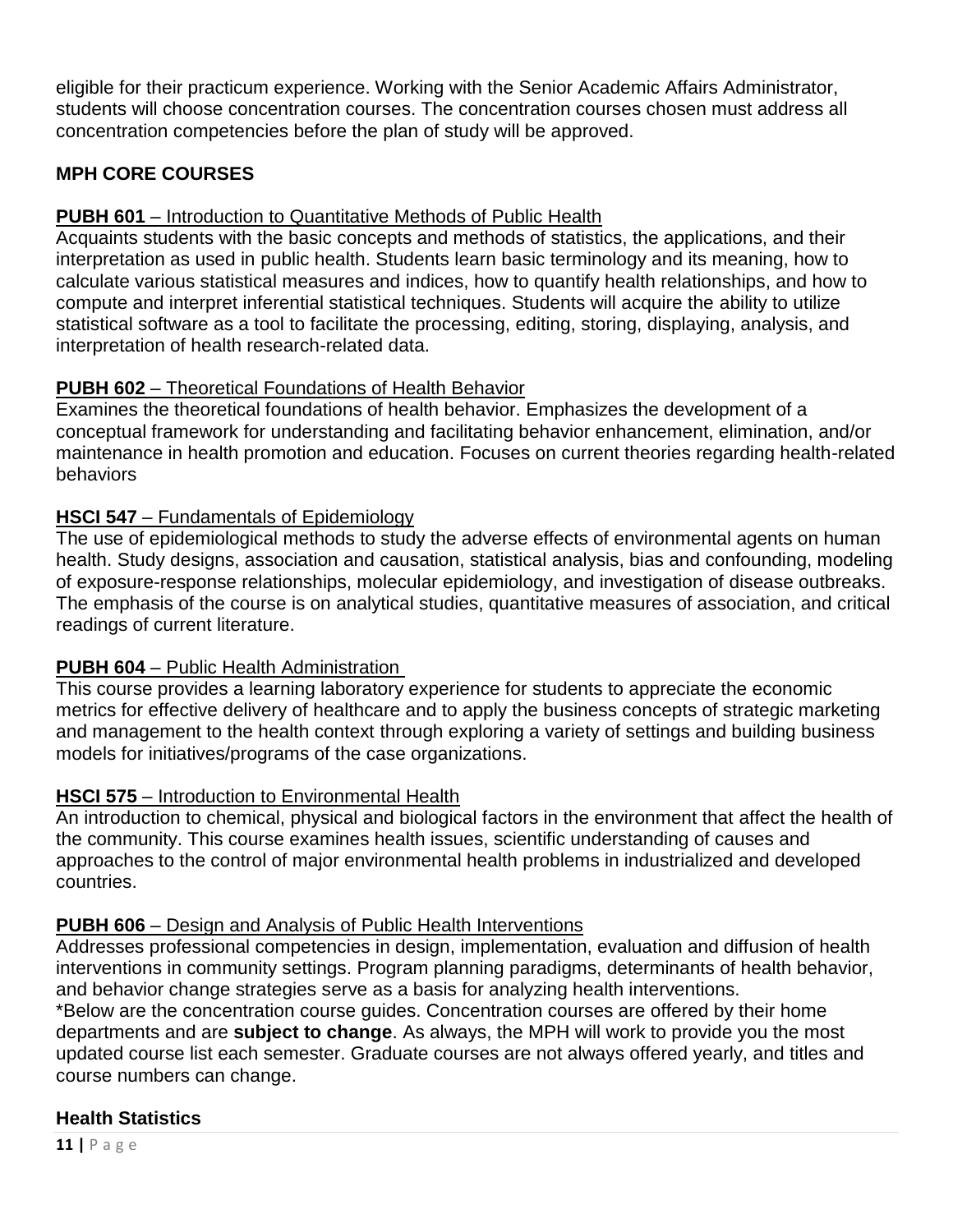eligible for their practicum experience. Working with the Senior Academic Affairs Administrator, students will choose concentration courses. The concentration courses chosen must address all concentration competencies before the plan of study will be approved.

## MPH CORE COURSES

**PUBH 601** – Introduction to Quantitative Methods of Public Health
Acquaints students with the basic concepts and methods of statistics, the applications, and their interpretation as used in public health. Students learn basic terminology and its meaning, how to calculate various statistical measures and indices, how to quantify health relationships, and how to compute and interpret inferential statistical techniques. Students will acquire the ability to utilize statistical software as a tool to facilitate the processing, editing, storing, displaying, analysis, and interpretation of health research-related data.

**PUBH 602** – Theoretical Foundations of Health Behavior
Examines the theoretical foundations of health behavior. Emphasizes the development of a conceptual framework for understanding and facilitating behavior enhancement, elimination, and/or maintenance in health promotion and education. Focuses on current theories regarding health-related behaviors

**HSCI 547** – Fundamentals of Epidemiology
The use of epidemiological methods to study the adverse effects of environmental agents on human health. Study designs, association and causation, statistical analysis, bias and confounding, modeling of exposure-response relationships, molecular epidemiology, and investigation of disease outbreaks. The emphasis of the course is on analytical studies, quantitative measures of association, and critical readings of current literature.

**PUBH 604** – Public Health Administration
This course provides a learning laboratory experience for students to appreciate the economic metrics for effective delivery of healthcare and to apply the business concepts of strategic marketing and management to the health context through exploring a variety of settings and building business models for initiatives/programs of the case organizations.

**HSCI 575** – Introduction to Environmental Health
An introduction to chemical, physical and biological factors in the environment that affect the health of the community. This course examines health issues, scientific understanding of causes and approaches to the control of major environmental health problems in industrialized and developed countries.

**PUBH 606** – Design and Analysis of Public Health Interventions
Addresses professional competencies in design, implementation, evaluation and diffusion of health interventions in community settings. Program planning paradigms, determinants of health behavior, and behavior change strategies serve as a basis for analyzing health interventions.
*Below are the concentration course guides. Concentration courses are offered by their home departments and are **subject to change**. As always, the MPH will work to provide you the most updated course list each semester. Graduate courses are not always offered yearly, and titles and course numbers can change.

### Health Statistics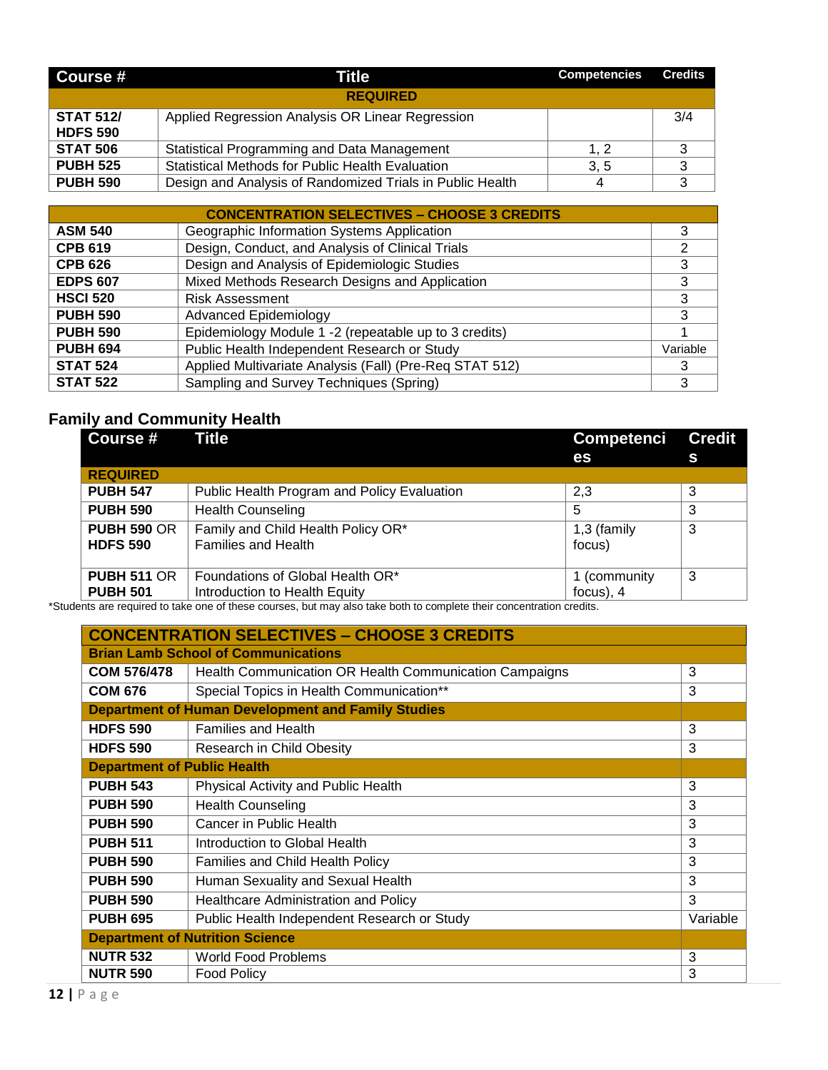| Course # | Title | Competencies | Credits |
|---|---|---|---|
| **REQUIRED** | | | |
| **STAT 512/ HDFS 590** | Applied Regression Analysis OR Linear Regression | | 3/4 |
| **STAT 506** | Statistical Programming and Data Management | 1, 2 | 3 |
| **PUBH 525** | Statistical Methods for Public Health Evaluation | 3, 5 | 3 |
| **PUBH 590** | Design and Analysis of Randomized Trials in Public Health | 4 | 3 |

| **CONCENTRATION SELECTIVES – CHOOSE 3 CREDITS** | | |
|---|---|---|
| **ASM 540** | Geographic Information Systems Application | 3 |
| **CPB 619** | Design, Conduct, and Analysis of Clinical Trials | 2 |
| **CPB 626** | Design and Analysis of Epidemiologic Studies | 3 |
| **EDPS 607** | Mixed Methods Research Designs and Application | 3 |
| **HSCI 520** | Risk Assessment | 3 |
| **PUBH 590** | Advanced Epidemiology | 3 |
| **PUBH 590** | Epidemiology Module 1 -2 (repeatable up to 3 credits) | 1 |
| **PUBH 694** | Public Health Independent Research or Study | Variable |
| **STAT 524** | Applied Multivariate Analysis (Fall) (Pre-Req STAT 512) | 3 |
| **STAT 522** | Sampling and Survey Techniques (Spring) | 3 |

## Family and Community Health

| Course # | Title | Competencies | Credits |
|---|---|---|---|
| **REQUIRED** | | | |
| **PUBH 547** | Public Health Program and Policy Evaluation | 2,3 | 3 |
| **PUBH 590** | Health Counseling | 5 | 3 |
| **PUBH 590** OR **HDFS 590** | Family and Child Health Policy OR* Families and Health | 1,3 (family focus) | 3 |
| **PUBH 511** OR **PUBH 501** | Foundations of Global Health OR* Introduction to Health Equity | 1 (community focus), 4 | 3 |

*Students are required to take one of these courses, but may also take both to complete their concentration credits.

| **CONCENTRATION SELECTIVES – CHOOSE 3 CREDITS** | | |
|---|---|---|
| **Brian Lamb School of Communications** | | |
| **COM 576/478** | Health Communication OR Health Communication Campaigns | 3 |
| **COM 676** | Special Topics in Health Communication** | 3 |
| **Department of Human Development and Family Studies** | | |
| **HDFS 590** | Families and Health | 3 |
| **HDFS 590** | Research in Child Obesity | 3 |
| **Department of Public Health** | | |
| **PUBH 543** | Physical Activity and Public Health | 3 |
| **PUBH 590** | Health Counseling | 3 |
| **PUBH 590** | Cancer in Public Health | 3 |
| **PUBH 511** | Introduction to Global Health | 3 |
| **PUBH 590** | Families and Child Health Policy | 3 |
| **PUBH 590** | Human Sexuality and Sexual Health | 3 |
| **PUBH 590** | Healthcare Administration and Policy | 3 |
| **PUBH 695** | Public Health Independent Research or Study | Variable |
| **Department of Nutrition Science** | | |
| **NUTR 532** | World Food Problems | 3 |
| **NUTR 590** | Food Policy | 3 |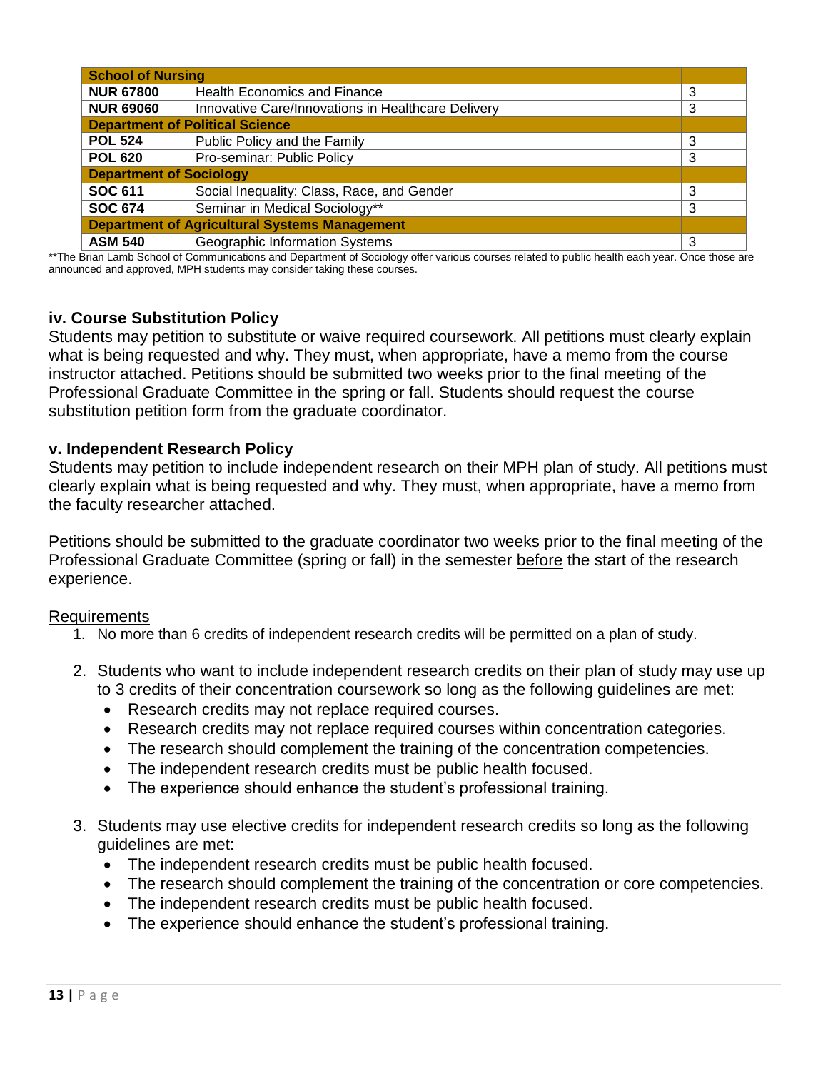| School of Nursing | | |
|---|---|---|
| **NUR 67800** | Health Economics and Finance | 3 |
| **NUR 69060** | Innovative Care/Innovations in Healthcare Delivery | 3 |
| **Department of Political Science** | | |
| **POL 524** | Public Policy and the Family | 3 |
| **POL 620** | Pro-seminar: Public Policy | 3 |
| **Department of Sociology** | | |
| **SOC 611** | Social Inequality: Class, Race, and Gender | 3 |
| **SOC 674** | Seminar in Medical Sociology** | 3 |
| **Department of Agricultural Systems Management** | | |
| **ASM 540** | Geographic Information Systems | 3 |

**The Brian Lamb School of Communications and Department of Sociology offer various courses related to public health each year. Once those are announced and approved, MPH students may consider taking these courses.

### iv. Course Substitution Policy

Students may petition to substitute or waive required coursework. All petitions must clearly explain what is being requested and why. They must, when appropriate, have a memo from the course instructor attached. Petitions should be submitted two weeks prior to the final meeting of the Professional Graduate Committee in the spring or fall. Students should request the course substitution petition form from the graduate coordinator.

### v. Independent Research Policy

Students may petition to include independent research on their MPH plan of study. All petitions must clearly explain what is being requested and why. They must, when appropriate, have a memo from the faculty researcher attached.

Petitions should be submitted to the graduate coordinator two weeks prior to the final meeting of the Professional Graduate Committee (spring or fall) in the semester <u>before</u> the start of the research experience.

<u>Requirements</u>

1. No more than 6 credits of independent research credits will be permitted on a plan of study.

2. Students who want to include independent research credits on their plan of study may use up to 3 credits of their concentration coursework so long as the following guidelines are met:
   - Research credits may not replace required courses.
   - Research credits may not replace required courses within concentration categories.
   - The research should complement the training of the concentration competencies.
   - The independent research credits must be public health focused.
   - The experience should enhance the student's professional training.

3. Students may use elective credits for independent research credits so long as the following guidelines are met:
   - The independent research credits must be public health focused.
   - The research should complement the training of the concentration or core competencies.
   - The independent research credits must be public health focused.
   - The experience should enhance the student's professional training.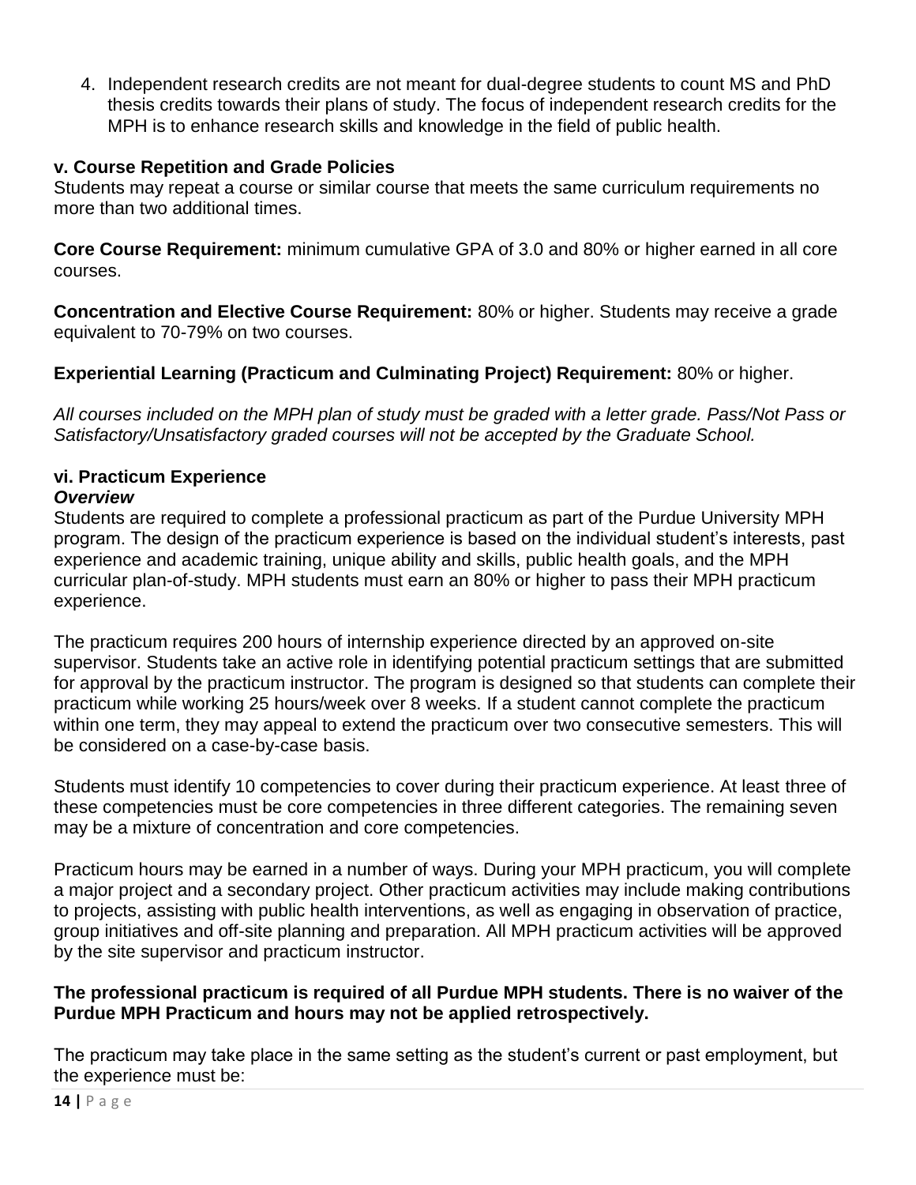4. Independent research credits are not meant for dual-degree students to count MS and PhD thesis credits towards their plans of study. The focus of independent research credits for the MPH is to enhance research skills and knowledge in the field of public health.

### v. Course Repetition and Grade Policies

Students may repeat a course or similar course that meets the same curriculum requirements no more than two additional times.

**Core Course Requirement:** minimum cumulative GPA of 3.0 and 80% or higher earned in all core courses.

**Concentration and Elective Course Requirement:** 80% or higher. Students may receive a grade equivalent to 70-79% on two courses.

**Experiential Learning (Practicum and Culminating Project) Requirement:** 80% or higher.

*All courses included on the MPH plan of study must be graded with a letter grade. Pass/Not Pass or Satisfactory/Unsatisfactory graded courses will not be accepted by the Graduate School.*

### vi. Practicum Experience

***Overview***

Students are required to complete a professional practicum as part of the Purdue University MPH program. The design of the practicum experience is based on the individual student's interests, past experience and academic training, unique ability and skills, public health goals, and the MPH curricular plan-of-study. MPH students must earn an 80% or higher to pass their MPH practicum experience.

The practicum requires 200 hours of internship experience directed by an approved on-site supervisor. Students take an active role in identifying potential practicum settings that are submitted for approval by the practicum instructor. The program is designed so that students can complete their practicum while working 25 hours/week over 8 weeks. If a student cannot complete the practicum within one term, they may appeal to extend the practicum over two consecutive semesters. This will be considered on a case-by-case basis.

Students must identify 10 competencies to cover during their practicum experience. At least three of these competencies must be core competencies in three different categories. The remaining seven may be a mixture of concentration and core competencies.

Practicum hours may be earned in a number of ways. During your MPH practicum, you will complete a major project and a secondary project. Other practicum activities may include making contributions to projects, assisting with public health interventions, as well as engaging in observation of practice, group initiatives and off-site planning and preparation. All MPH practicum activities will be approved by the site supervisor and practicum instructor.

**The professional practicum is required of all Purdue MPH students. There is no waiver of the Purdue MPH Practicum and hours may not be applied retrospectively.**

The practicum may take place in the same setting as the student's current or past employment, but the experience must be: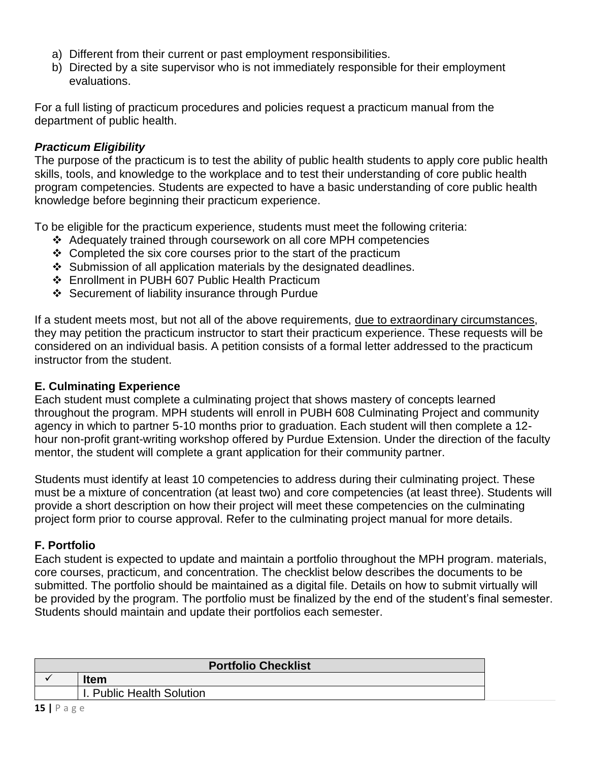a) Different from their current or past employment responsibilities.
b) Directed by a site supervisor who is not immediately responsible for their employment evaluations.

For a full listing of practicum procedures and policies request a practicum manual from the department of public health.

### *Practicum Eligibility*

The purpose of the practicum is to test the ability of public health students to apply core public health skills, tools, and knowledge to the workplace and to test their understanding of core public health program competencies. Students are expected to have a basic understanding of core public health knowledge before beginning their practicum experience.

To be eligible for the practicum experience, students must meet the following criteria:

- Adequately trained through coursework on all core MPH competencies
- Completed the six core courses prior to the start of the practicum
- Submission of all application materials by the designated deadlines.
- Enrollment in PUBH 607 Public Health Practicum
- Securement of liability insurance through Purdue

If a student meets most, but not all of the above requirements, due to extraordinary circumstances, they may petition the practicum instructor to start their practicum experience. These requests will be considered on an individual basis. A petition consists of a formal letter addressed to the practicum instructor from the student.

### E. Culminating Experience

Each student must complete a culminating project that shows mastery of concepts learned throughout the program. MPH students will enroll in PUBH 608 Culminating Project and community agency in which to partner 5-10 months prior to graduation. Each student will then complete a 12-hour non-profit grant-writing workshop offered by Purdue Extension. Under the direction of the faculty mentor, the student will complete a grant application for their community partner.

Students must identify at least 10 competencies to address during their culminating project. These must be a mixture of concentration (at least two) and core competencies (at least three). Students will provide a short description on how their project will meet these competencies on the culminating project form prior to course approval. Refer to the culminating project manual for more details.

### F. Portfolio

Each student is expected to update and maintain a portfolio throughout the MPH program. materials, core courses, practicum, and concentration. The checklist below describes the documents to be submitted. The portfolio should be maintained as a digital file. Details on how to submit virtually will be provided by the program. The portfolio must be finalized by the end of the student's final semester. Students should maintain and update their portfolios each semester.

| Portfolio Checklist | |
|---|---|
| ✓ | **Item** |
| | I. Public Health Solution |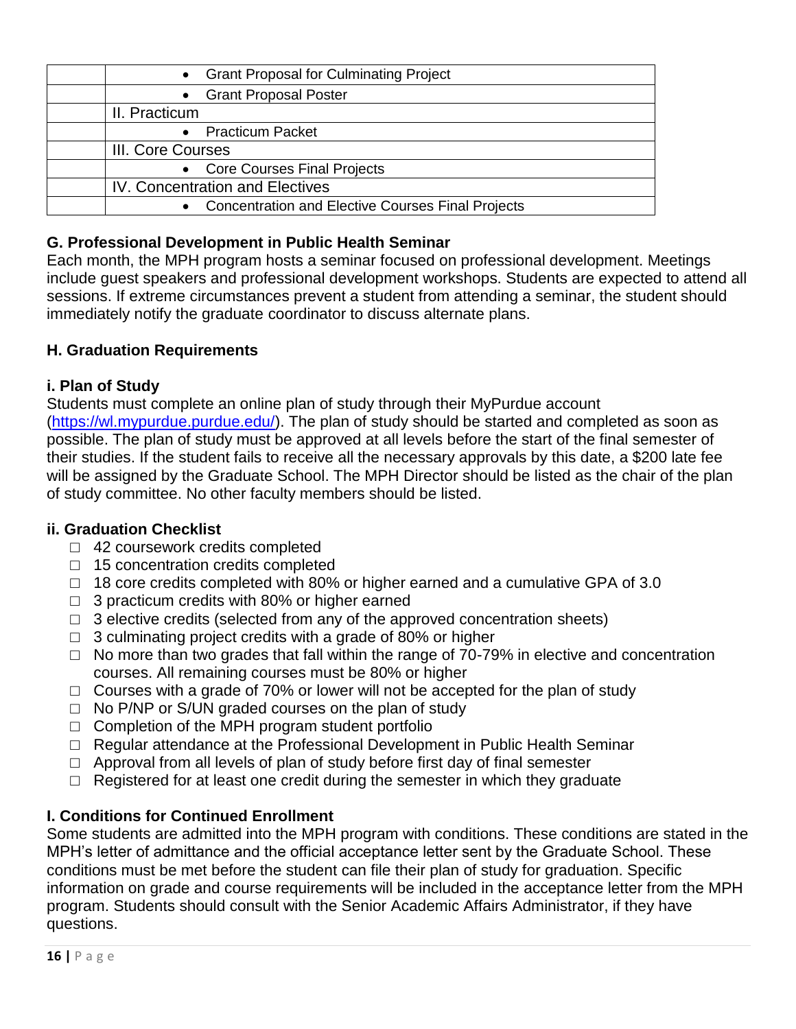| | |
|---|---|
| | • Grant Proposal for Culminating Project |
| | • Grant Proposal Poster |
| | II. Practicum |
| | • Practicum Packet |
| | III. Core Courses |
| | • Core Courses Final Projects |
| | IV. Concentration and Electives |
| | • Concentration and Elective Courses Final Projects |

### G. Professional Development in Public Health Seminar

Each month, the MPH program hosts a seminar focused on professional development. Meetings include guest speakers and professional development workshops. Students are expected to attend all sessions. If extreme circumstances prevent a student from attending a seminar, the student should immediately notify the graduate coordinator to discuss alternate plans.

### H. Graduation Requirements

#### i. Plan of Study

Students must complete an online plan of study through their MyPurdue account ([https://wl.mypurdue.purdue.edu/](https://wl.mypurdue.purdue.edu/)). The plan of study should be started and completed as soon as possible. The plan of study must be approved at all levels before the start of the final semester of their studies. If the student fails to receive all the necessary approvals by this date, a $200 late fee will be assigned by the Graduate School. The MPH Director should be listed as the chair of the plan of study committee. No other faculty members should be listed.

#### ii. Graduation Checklist

- ☐ 42 coursework credits completed
- ☐ 15 concentration credits completed
- ☐ 18 core credits completed with 80% or higher earned and a cumulative GPA of 3.0
- ☐ 3 practicum credits with 80% or higher earned
- ☐ 3 elective credits (selected from any of the approved concentration sheets)
- ☐ 3 culminating project credits with a grade of 80% or higher
- ☐ No more than two grades that fall within the range of 70-79% in elective and concentration courses. All remaining courses must be 80% or higher
- ☐ Courses with a grade of 70% or lower will not be accepted for the plan of study
- ☐ No P/NP or S/UN graded courses on the plan of study
- ☐ Completion of the MPH program student portfolio
- ☐ Regular attendance at the Professional Development in Public Health Seminar
- ☐ Approval from all levels of plan of study before first day of final semester
- ☐ Registered for at least one credit during the semester in which they graduate

### I. Conditions for Continued Enrollment

Some students are admitted into the MPH program with conditions. These conditions are stated in the MPH's letter of admittance and the official acceptance letter sent by the Graduate School. These conditions must be met before the student can file their plan of study for graduation. Specific information on grade and course requirements will be included in the acceptance letter from the MPH program. Students should consult with the Senior Academic Affairs Administrator, if they have questions.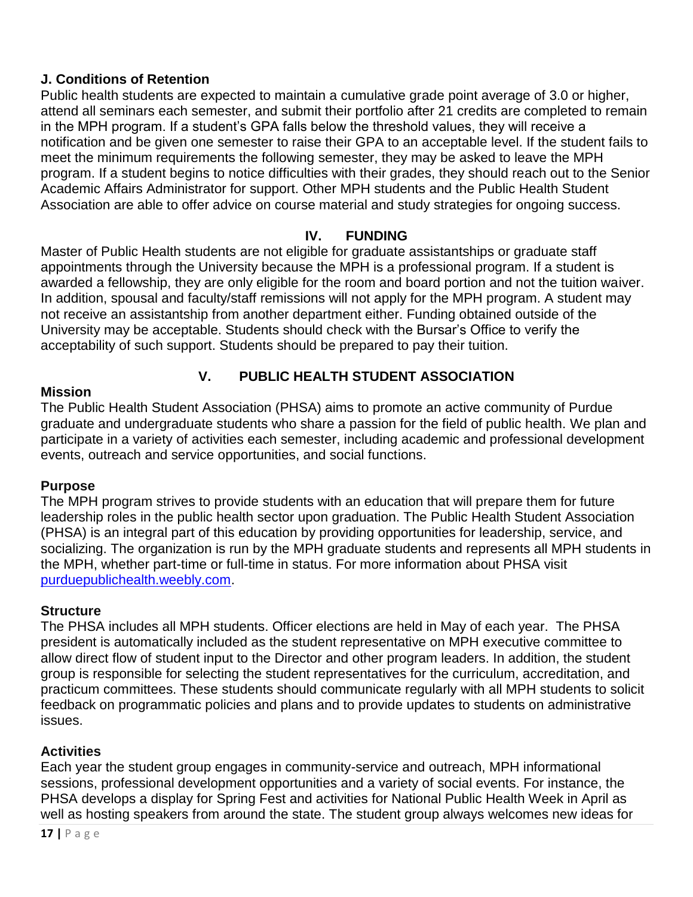### J. Conditions of Retention

Public health students are expected to maintain a cumulative grade point average of 3.0 or higher, attend all seminars each semester, and submit their portfolio after 21 credits are completed to remain in the MPH program. If a student's GPA falls below the threshold values, they will receive a notification and be given one semester to raise their GPA to an acceptable level. If the student fails to meet the minimum requirements the following semester, they may be asked to leave the MPH program. If a student begins to notice difficulties with their grades, they should reach out to the Senior Academic Affairs Administrator for support. Other MPH students and the Public Health Student Association are able to offer advice on course material and study strategies for ongoing success.

## IV. FUNDING

Master of Public Health students are not eligible for graduate assistantships or graduate staff appointments through the University because the MPH is a professional program. If a student is awarded a fellowship, they are only eligible for the room and board portion and not the tuition waiver. In addition, spousal and faculty/staff remissions will not apply for the MPH program. A student may not receive an assistantship from another department either. Funding obtained outside of the University may be acceptable. Students should check with the Bursar's Office to verify the acceptability of such support. Students should be prepared to pay their tuition.

## V. PUBLIC HEALTH STUDENT ASSOCIATION

### Mission

The Public Health Student Association (PHSA) aims to promote an active community of Purdue graduate and undergraduate students who share a passion for the field of public health. We plan and participate in a variety of activities each semester, including academic and professional development events, outreach and service opportunities, and social functions.

### Purpose

The MPH program strives to provide students with an education that will prepare them for future leadership roles in the public health sector upon graduation. The Public Health Student Association (PHSA) is an integral part of this education by providing opportunities for leadership, service, and socializing. The organization is run by the MPH graduate students and represents all MPH students in the MPH, whether part-time or full-time in status. For more information about PHSA visit [purduepublichealth.weebly.com](purduepublichealth.weebly.com).

### Structure

The PHSA includes all MPH students. Officer elections are held in May of each year. The PHSA president is automatically included as the student representative on MPH executive committee to allow direct flow of student input to the Director and other program leaders. In addition, the student group is responsible for selecting the student representatives for the curriculum, accreditation, and practicum committees. These students should communicate regularly with all MPH students to solicit feedback on programmatic policies and plans and to provide updates to students on administrative issues.

### Activities

Each year the student group engages in community-service and outreach, MPH informational sessions, professional development opportunities and a variety of social events. For instance, the PHSA develops a display for Spring Fest and activities for National Public Health Week in April as well as hosting speakers from around the state. The student group always welcomes new ideas for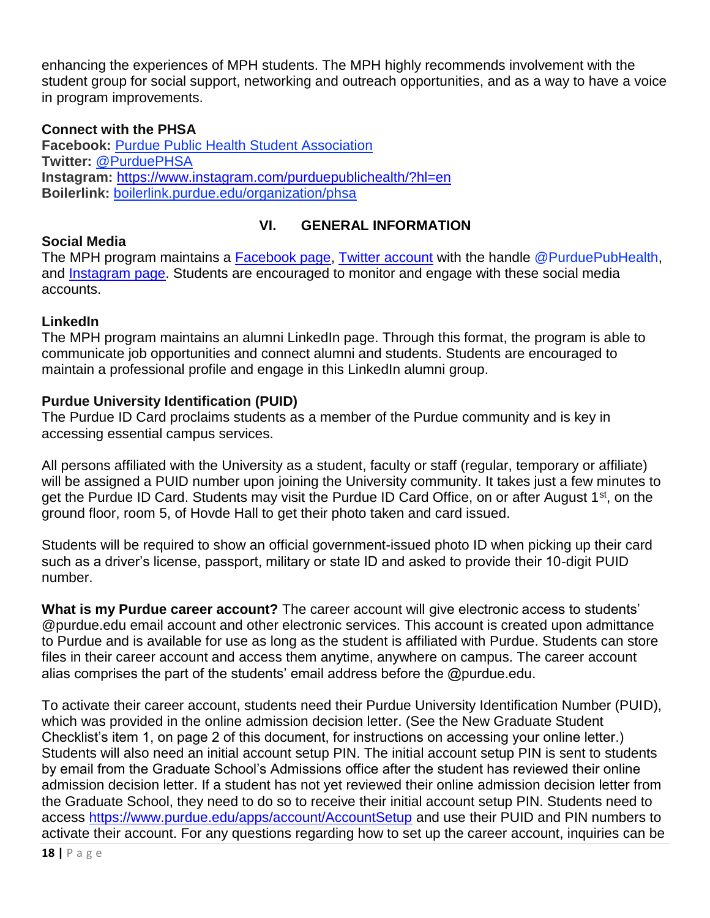enhancing the experiences of MPH students. The MPH highly recommends involvement with the student group for social support, networking and outreach opportunities, and as a way to have a voice in program improvements.

**Connect with the PHSA**
**Facebook:** Purdue Public Health Student Association
**Twitter:** @PurduePHSA
**Instagram:** https://www.instagram.com/purduepublichealth/?hl=en
**Boilerlink:** boilerlink.purdue.edu/organization/phsa

## VI. GENERAL INFORMATION

### Social Media

The MPH program maintains a Facebook page, Twitter account with the handle @PurduePubHealth, and Instagram page. Students are encouraged to monitor and engage with these social media accounts.

### LinkedIn

The MPH program maintains an alumni LinkedIn page. Through this format, the program is able to communicate job opportunities and connect alumni and students. Students are encouraged to maintain a professional profile and engage in this LinkedIn alumni group.

### Purdue University Identification (PUID)

The Purdue ID Card proclaims students as a member of the Purdue community and is key in accessing essential campus services.

All persons affiliated with the University as a student, faculty or staff (regular, temporary or affiliate) will be assigned a PUID number upon joining the University community. It takes just a few minutes to get the Purdue ID Card. Students may visit the Purdue ID Card Office, on or after August 1st, on the ground floor, room 5, of Hovde Hall to get their photo taken and card issued.

Students will be required to show an official government-issued photo ID when picking up their card such as a driver's license, passport, military or state ID and asked to provide their 10-digit PUID number.

**What is my Purdue career account?** The career account will give electronic access to students' @purdue.edu email account and other electronic services. This account is created upon admittance to Purdue and is available for use as long as the student is affiliated with Purdue. Students can store files in their career account and access them anytime, anywhere on campus. The career account alias comprises the part of the students' email address before the @purdue.edu.

To activate their career account, students need their Purdue University Identification Number (PUID), which was provided in the online admission decision letter. (See the New Graduate Student Checklist's item 1, on page 2 of this document, for instructions on accessing your online letter.) Students will also need an initial account setup PIN. The initial account setup PIN is sent to students by email from the Graduate School's Admissions office after the student has reviewed their online admission decision letter. If a student has not yet reviewed their online admission decision letter from the Graduate School, they need to do so to receive their initial account setup PIN. Students need to access https://www.purdue.edu/apps/account/AccountSetup and use their PUID and PIN numbers to activate their account. For any questions regarding how to set up the career account, inquiries can be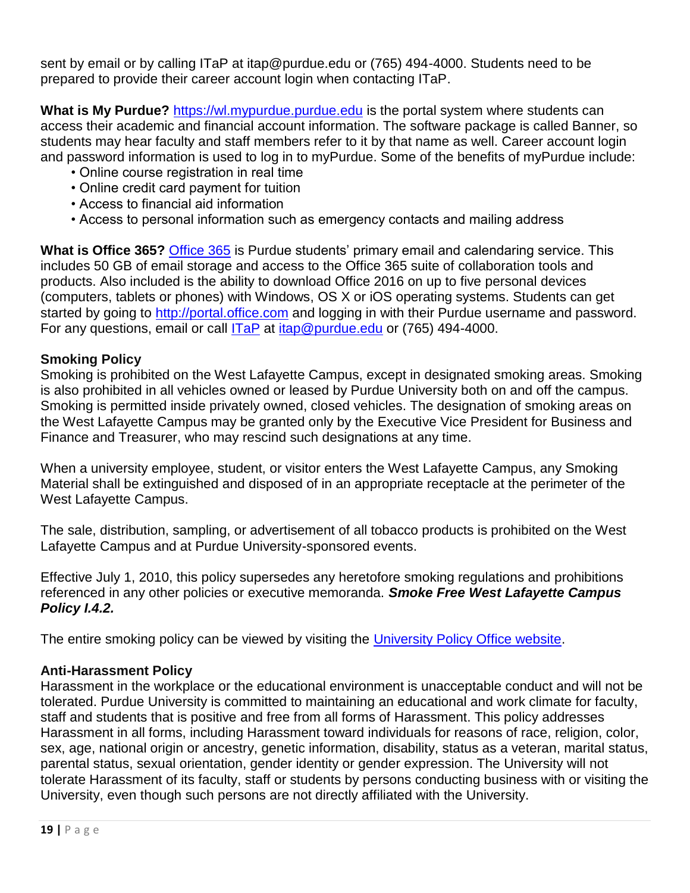sent by email or by calling ITaP at itap@purdue.edu or (765) 494-4000. Students need to be prepared to provide their career account login when contacting ITaP.

**What is My Purdue?** [https://wl.mypurdue.purdue.edu](https://wl.mypurdue.purdue.edu) is the portal system where students can access their academic and financial account information. The software package is called Banner, so students may hear faculty and staff members refer to it by that name as well. Career account login and password information is used to log in to myPurdue. Some of the benefits of myPurdue include:

- Online course registration in real time
- Online credit card payment for tuition
- Access to financial aid information
- Access to personal information such as emergency contacts and mailing address

**What is Office 365?** [Office 365](Office 365) is Purdue students' primary email and calendaring service. This includes 50 GB of email storage and access to the Office 365 suite of collaboration tools and products. Also included is the ability to download Office 2016 on up to five personal devices (computers, tablets or phones) with Windows, OS X or iOS operating systems. Students can get started by going to [http://portal.office.com](http://portal.office.com) and logging in with their Purdue username and password. For any questions, email or call [ITaP](ITaP) at [itap@purdue.edu](mailto:itap@purdue.edu) or (765) 494-4000.

### Smoking Policy

Smoking is prohibited on the West Lafayette Campus, except in designated smoking areas. Smoking is also prohibited in all vehicles owned or leased by Purdue University both on and off the campus. Smoking is permitted inside privately owned, closed vehicles. The designation of smoking areas on the West Lafayette Campus may be granted only by the Executive Vice President for Business and Finance and Treasurer, who may rescind such designations at any time.

When a university employee, student, or visitor enters the West Lafayette Campus, any Smoking Material shall be extinguished and disposed of in an appropriate receptacle at the perimeter of the West Lafayette Campus.

The sale, distribution, sampling, or advertisement of all tobacco products is prohibited on the West Lafayette Campus and at Purdue University-sponsored events.

Effective July 1, 2010, this policy supersedes any heretofore smoking regulations and prohibitions referenced in any other policies or executive memoranda. ***Smoke Free West Lafayette Campus Policy I.4.2.***

The entire smoking policy can be viewed by visiting the [University Policy Office website](University Policy Office website).

### Anti-Harassment Policy

Harassment in the workplace or the educational environment is unacceptable conduct and will not be tolerated. Purdue University is committed to maintaining an educational and work climate for faculty, staff and students that is positive and free from all forms of Harassment. This policy addresses Harassment in all forms, including Harassment toward individuals for reasons of race, religion, color, sex, age, national origin or ancestry, genetic information, disability, status as a veteran, marital status, parental status, sexual orientation, gender identity or gender expression. The University will not tolerate Harassment of its faculty, staff or students by persons conducting business with or visiting the University, even though such persons are not directly affiliated with the University.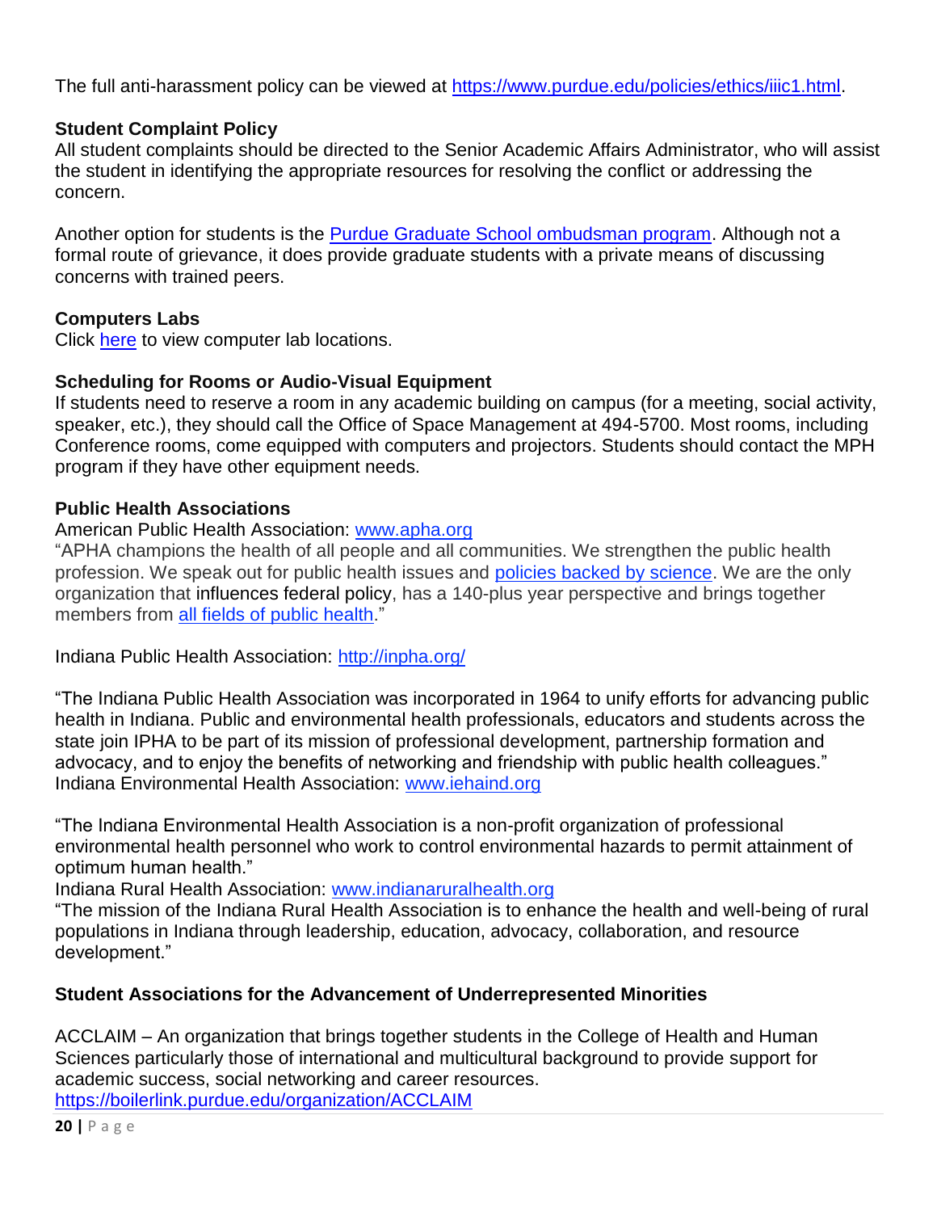The full anti-harassment policy can be viewed at https://www.purdue.edu/policies/ethics/iiic1.html.

**Student Complaint Policy**

All student complaints should be directed to the Senior Academic Affairs Administrator, who will assist the student in identifying the appropriate resources for resolving the conflict or addressing the concern.

Another option for students is the Purdue Graduate School ombudsman program. Although not a formal route of grievance, it does provide graduate students with a private means of discussing concerns with trained peers.

**Computers Labs**

Click here to view computer lab locations.

**Scheduling for Rooms or Audio-Visual Equipment**

If students need to reserve a room in any academic building on campus (for a meeting, social activity, speaker, etc.), they should call the Office of Space Management at 494-5700. Most rooms, including Conference rooms, come equipped with computers and projectors. Students should contact the MPH program if they have other equipment needs.

**Public Health Associations**

American Public Health Association: www.apha.org

"APHA champions the health of all people and all communities. We strengthen the public health profession. We speak out for public health issues and policies backed by science. We are the only organization that influences federal policy, has a 140-plus year perspective and brings together members from all fields of public health."

Indiana Public Health Association: http://inpha.org/

"The Indiana Public Health Association was incorporated in 1964 to unify efforts for advancing public health in Indiana. Public and environmental health professionals, educators and students across the state join IPHA to be part of its mission of professional development, partnership formation and advocacy, and to enjoy the benefits of networking and friendship with public health colleagues."

Indiana Environmental Health Association: www.iehaind.org

"The Indiana Environmental Health Association is a non-profit organization of professional environmental health personnel who work to control environmental hazards to permit attainment of optimum human health."

Indiana Rural Health Association: www.indianaruralhealth.org

"The mission of the Indiana Rural Health Association is to enhance the health and well-being of rural populations in Indiana through leadership, education, advocacy, collaboration, and resource development."

**Student Associations for the Advancement of Underrepresented Minorities**

ACCLAIM – An organization that brings together students in the College of Health and Human Sciences particularly those of international and multicultural background to provide support for academic success, social networking and career resources.
https://boilerlink.purdue.edu/organization/ACCLAIM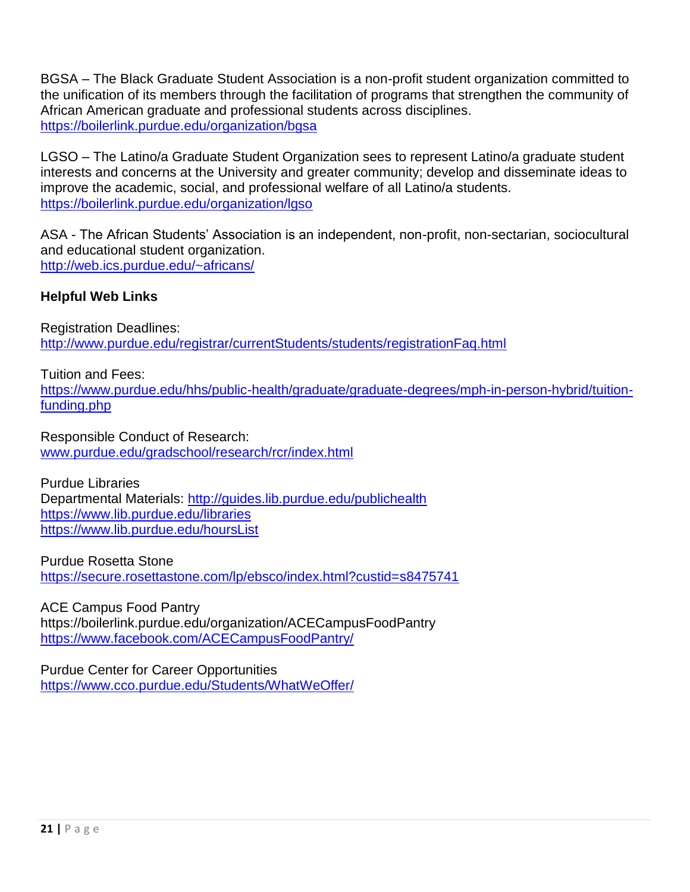BGSA – The Black Graduate Student Association is a non-profit student organization committed to the unification of its members through the facilitation of programs that strengthen the community of African American graduate and professional students across disciplines.
https://boilerlink.purdue.edu/organization/bgsa

LGSO – The Latino/a Graduate Student Organization sees to represent Latino/a graduate student interests and concerns at the University and greater community; develop and disseminate ideas to improve the academic, social, and professional welfare of all Latino/a students.
https://boilerlink.purdue.edu/organization/lgso

ASA - The African Students' Association is an independent, non-profit, non-sectarian, sociocultural and educational student organization.
http://web.ics.purdue.edu/~africans/

**Helpful Web Links**

Registration Deadlines:
http://www.purdue.edu/registrar/currentStudents/students/registrationFaq.html

Tuition and Fees:
https://www.purdue.edu/hhs/public-health/graduate/graduate-degrees/mph-in-person-hybrid/tuition-funding.php

Responsible Conduct of Research:
www.purdue.edu/gradschool/research/rcr/index.html

Purdue Libraries
Departmental Materials: http://guides.lib.purdue.edu/publichealth
https://www.lib.purdue.edu/libraries
https://www.lib.purdue.edu/hoursList

Purdue Rosetta Stone
https://secure.rosettastone.com/lp/ebsco/index.html?custid=s8475741

ACE Campus Food Pantry
https://boilerlink.purdue.edu/organization/ACECampusFoodPantry
https://www.facebook.com/ACECampusFoodPantry/

Purdue Center for Career Opportunities
https://www.cco.purdue.edu/Students/WhatWeOffer/